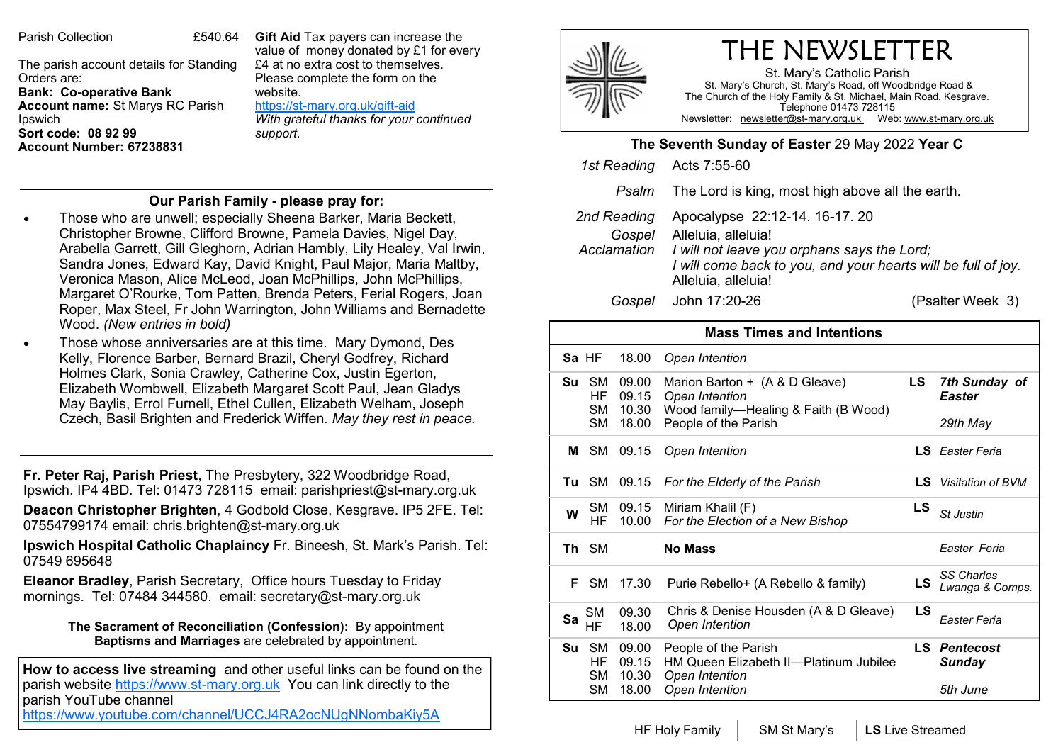Parish Collection £540.64

The parish account details for Standing Orders are:
**Bank: Co-operative Bank**
**Account name:** St Marys RC Parish Ipswich
**Sort code: 08 92 99**
**Account Number: 67238831**

**Gift Aid** Tax payers can increase the value of money donated by £1 for every £4 at no extra cost to themselves. Please complete the form on the website.
https://st-mary.org.uk/gift-aid
*With grateful thanks for your continued support.*

## Our Parish Family - please pray for:

- Those who are unwell; especially Sheena Barker, Maria Beckett, Christopher Browne, Clifford Browne, Pamela Davies, Nigel Day, Arabella Garrett, Gill Gleghorn, Adrian Hambly, Lily Healey, Val Irwin, Sandra Jones, Edward Kay, David Knight, Paul Major, Maria Maltby, Veronica Mason, Alice McLeod, Joan McPhillips, John McPhillips, Margaret O'Rourke, Tom Patten, Brenda Peters, Ferial Rogers, Joan Roper, Max Steel, Fr John Warrington, John Williams and Bernadette Wood. *(New entries in bold)*
- Those whose anniversaries are at this time. Mary Dymond, Des Kelly, Florence Barber, Bernard Brazil, Cheryl Godfrey, Richard Holmes Clark, Sonia Crawley, Catherine Cox, Justin Egerton, Elizabeth Wombwell, Elizabeth Margaret Scott Paul, Jean Gladys May Baylis, Errol Furnell, Ethel Cullen, Elizabeth Welham, Joseph Czech, Basil Brighten and Frederick Wiffen. *May they rest in peace.*

**Fr. Peter Raj, Parish Priest**, The Presbytery, 322 Woodbridge Road, Ipswich. IP4 4BD. Tel: 01473 728115 email: parishpriest@st-mary.org.uk

**Deacon Christopher Brighten**, 4 Godbold Close, Kesgrave. IP5 2FE. Tel: 07554799174 email: chris.brighten@st-mary.org.uk

**Ipswich Hospital Catholic Chaplaincy** Fr. Bineesh, St. Mark's Parish. Tel: 07549 695648

**Eleanor Bradley**, Parish Secretary, Office hours Tuesday to Friday mornings. Tel: 07484 344580. email: secretary@st-mary.org.uk

**The Sacrament of Reconciliation (Confession):** By appointment
**Baptisms and Marriages** are celebrated by appointment.

**How to access live streaming** and other useful links can be found on the parish website https://www.st-mary.org.uk You can link directly to the parish YouTube channel https://www.youtube.com/channel/UCCJ4RA2ocNUgNNombaKiy5A

# THE NEWSLETTER

St. Mary's Catholic Parish
St. Mary's Church, St. Mary's Road, off Woodbridge Road &
The Church of the Holy Family & St. Michael, Main Road, Kesgrave.
Telephone 01473 728115
Newsletter: newsletter@st-mary.org.uk Web: www.st-mary.org.uk

**The Seventh Sunday of Easter** 29 May 2022 **Year C**

*1st Reading* Acts 7:55-60

*Psalm* The Lord is king, most high above all the earth.

*2nd Reading* Apocalypse 22:12-14. 16-17. 20

*Gospel Acclamation* Alleluia, alleluia!
*I will not leave you orphans says the Lord;*
*I will come back to you, and your hearts will be full of joy.*
Alleluia, alleluia!

*Gospel* John 17:20-26 (Psalter Week 3)

## Mass Times and Intentions

| Day | Church | Time | Intention | | Feast |
|---|---|---|---|---|---|
| **Sa** | HF | 18.00 | *Open Intention* | | |
| **Su** | SM | 09.00 | Marion Barton + (A & D Gleave) | **LS** | ***7th Sunday of Easter*** |
| | HF | 09.15 | *Open Intention* | | |
| | SM | 10.30 | Wood family—Healing & Faith (B Wood) | | |
| | SM | 18.00 | People of the Parish | | *29th May* |
| **M** | SM | 09.15 | *Open Intention* | **LS** | *Easter Feria* |
| **Tu** | SM | 09.15 | *For the Elderly of the Parish* | **LS** | *Visitation of BVM* |
| **W** | SM | 09.15 | Miriam Khalil (F) | **LS** | *St Justin* |
| | HF | 10.00 | *For the Election of a New Bishop* | | |
| **Th** | SM | | **No Mass** | | *Easter Feria* |
| **F** | SM | 17.30 | Purie Rebello+ (A Rebello & family) | **LS** | *SS Charles Lwanga & Comps.* |
| **Sa** | SM | 09.30 | Chris & Denise Housden (A & D Gleave) | **LS** | *Easter Feria* |
| | HF | 18.00 | *Open Intention* | | |
| **Su** | SM | 09.00 | People of the Parish | **LS** | ***Pentecost Sunday*** |
| | HF | 09.15 | HM Queen Elizabeth II—Platinum Jubilee | | |
| | SM | 10.30 | *Open Intention* | | |
| | SM | 18.00 | *Open Intention* | | *5th June* |

HF Holy Family | SM St Mary's | **LS** Live Streamed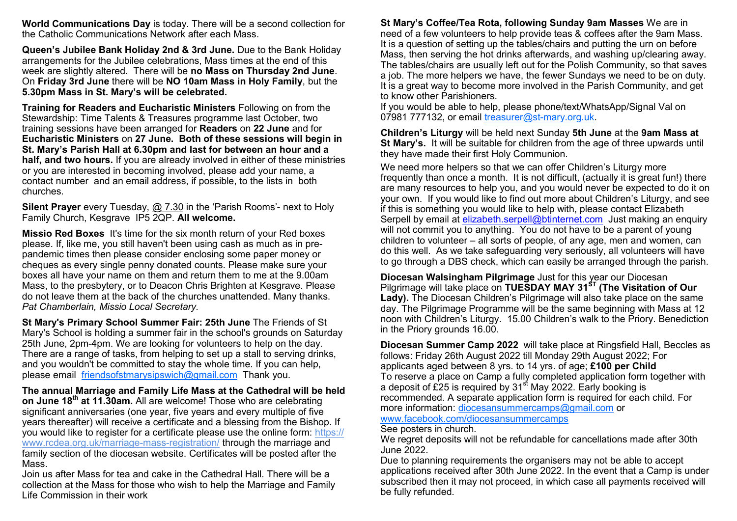**World Communications Day** is today. There will be a second collection for the Catholic Communications Network after each Mass.

**Queen's Jubilee Bank Holiday 2nd & 3rd June.** Due to the Bank Holiday arrangements for the Jubilee celebrations, Mass times at the end of this week are slightly altered. There will be **no Mass on Thursday 2nd June**. On **Friday 3rd June** there will be **NO 10am Mass in Holy Family**, but the **5.30pm Mass in St. Mary's will be celebrated.**

**Training for Readers and Eucharistic Ministers** Following on from the Stewardship: Time Talents & Treasures programme last October, two training sessions have been arranged for **Readers** on **22 June** and for **Eucharistic Ministers** on **27 June. Both of these sessions will begin in St. Mary's Parish Hall at 6.30pm and last for between an hour and a half, and two hours.** If you are already involved in either of these ministries or you are interested in becoming involved, please add your name, a contact number and an email address, if possible, to the lists in both churches.

**Silent Prayer** every Tuesday, @ 7.30 in the 'Parish Rooms'- next to Holy Family Church, Kesgrave IP5 2QP. **All welcome.**

**Missio Red Boxes** It's time for the six month return of your Red boxes please. If, like me, you still haven't been using cash as much as in pre-pandemic times then please consider enclosing some paper money or cheques as every single penny donated counts. Please make sure your boxes all have your name on them and return them to me at the 9.00am Mass, to the presbytery, or to Deacon Chris Brighten at Kesgrave. Please do not leave them at the back of the churches unattended. Many thanks. *Pat Chamberlain, Missio Local Secretary.*

**St Mary's Primary School Summer Fair: 25th June** The Friends of St Mary's School is holding a summer fair in the school's grounds on Saturday 25th June, 2pm-4pm. We are looking for volunteers to help on the day. There are a range of tasks, from helping to set up a stall to serving drinks, and you wouldn't be committed to stay the whole time. If you can help, please email friendsofstmarysipswich@gmail.com Thank you.

**The annual Marriage and Family Life Mass at the Cathedral will be held on June 18th at 11.30am.** All are welcome! Those who are celebrating significant anniversaries (one year, five years and every multiple of five years thereafter) will receive a certificate and a blessing from the Bishop. If you would like to register for a certificate please use the online form: https://www.rcdea.org.uk/marriage-mass-registration/ through the marriage and family section of the diocesan website. Certificates will be posted after the Mass.

Join us after Mass for tea and cake in the Cathedral Hall. There will be a collection at the Mass for those who wish to help the Marriage and Family Life Commission in their work

**St Mary's Coffee/Tea Rota, following Sunday 9am Masses** We are in need of a few volunteers to help provide teas & coffees after the 9am Mass. It is a question of setting up the tables/chairs and putting the urn on before Mass, then serving the hot drinks afterwards, and washing up/clearing away. The tables/chairs are usually left out for the Polish Community, so that saves a job. The more helpers we have, the fewer Sundays we need to be on duty. It is a great way to become more involved in the Parish Community, and get to know other Parishioners.

If you would be able to help, please phone/text/WhatsApp/Signal Val on 07981 777132, or email treasurer@st-mary.org.uk.

**Children's Liturgy** will be held next Sunday **5th June** at the **9am Mass at St Mary's.** It will be suitable for children from the age of three upwards until they have made their first Holy Communion.

We need more helpers so that we can offer Children's Liturgy more frequently than once a month. It is not difficult, (actually it is great fun!) there are many resources to help you, and you would never be expected to do it on your own. If you would like to find out more about Children's Liturgy, and see if this is something you would like to help with, please contact Elizabeth Serpell by email at elizabeth.serpell@btinternet.com Just making an enquiry will not commit you to anything. You do not have to be a parent of young children to volunteer – all sorts of people, of any age, men and women, can do this well. As we take safeguarding very seriously, all volunteers will have to go through a DBS check, which can easily be arranged through the parish.

**Diocesan Walsingham Pilgrimage** Just for this year our Diocesan Pilgrimage will take place on **TUESDAY MAY 31ST (The Visitation of Our Lady).** The Diocesan Children's Pilgrimage will also take place on the same day. The Pilgrimage Programme will be the same beginning with Mass at 12 noon with Children's Liturgy. 15.00 Children's walk to the Priory. Benediction in the Priory grounds 16.00.

**Diocesan Summer Camp 2022** will take place at Ringsfield Hall, Beccles as follows: Friday 26th August 2022 till Monday 29th August 2022; For applicants aged between 8 yrs. to 14 yrs. of age; **£100 per Child**

To reserve a place on Camp a fully completed application form together with a deposit of £25 is required by 31st May 2022. Early booking is recommended. A separate application form is required for each child. For more information: diocesansummercamps@gmail.com or www.facebook.com/diocesansummercamps

See posters in church.

We regret deposits will not be refundable for cancellations made after 30th June 2022.

Due to planning requirements the organisers may not be able to accept applications received after 30th June 2022. In the event that a Camp is under subscribed then it may not proceed, in which case all payments received will be fully refunded.